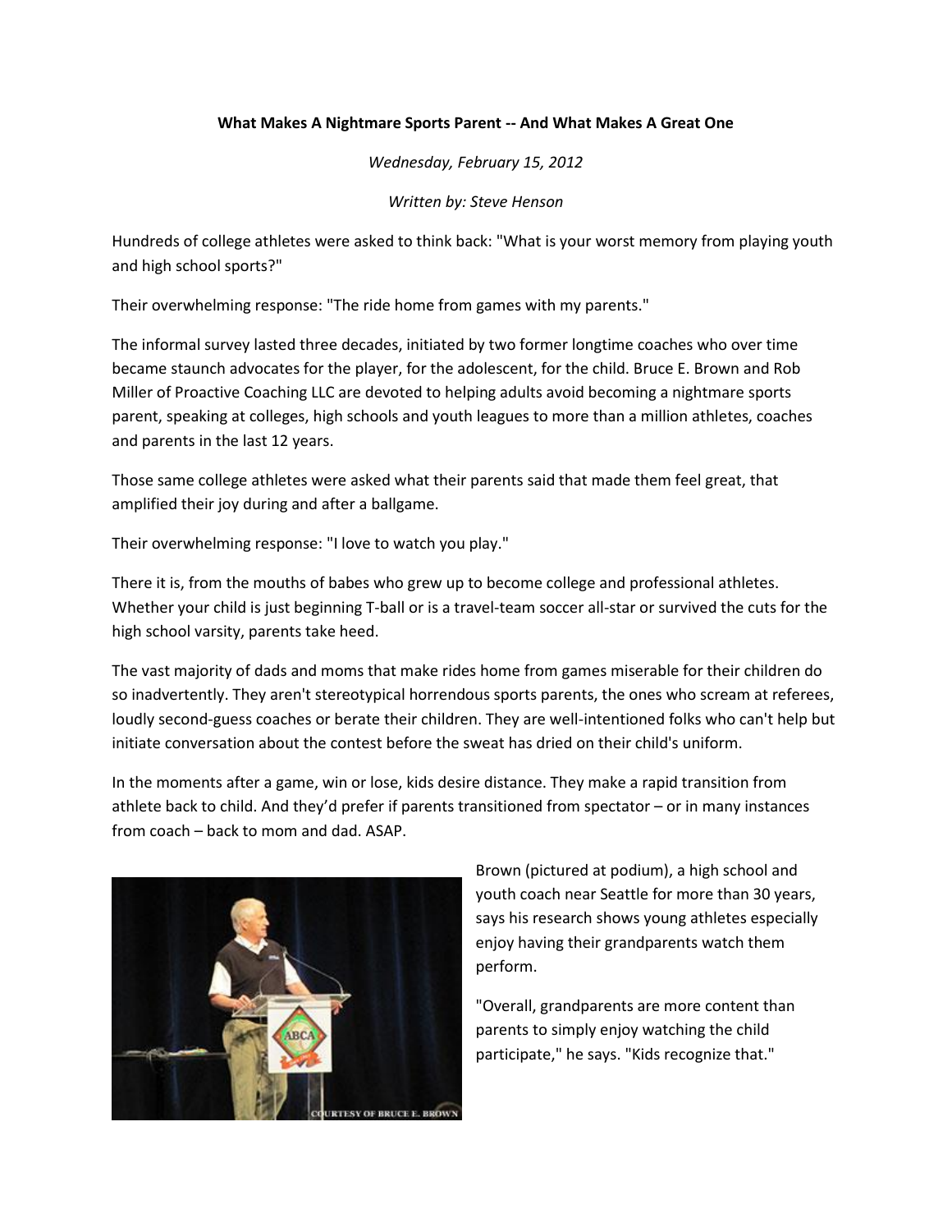**What Makes A Nightmare Sports Parent -- And What Makes A Great One**

*Wednesday, February 15, 2012*

*Written by: Steve Henson*

Hundreds of college athletes were asked to think back: "What is your worst memory from playing youth and high school sports?"

Their overwhelming response: "The ride home from games with my parents."

The informal survey lasted three decades, initiated by two former longtime coaches who over time became staunch advocates for the player, for the adolescent, for the child. Bruce E. Brown and Rob Miller of Proactive Coaching LLC are devoted to helping adults avoid becoming a nightmare sports parent, speaking at colleges, high schools and youth leagues to more than a million athletes, coaches and parents in the last 12 years.

Those same college athletes were asked what their parents said that made them feel great, that amplified their joy during and after a ballgame.

Their overwhelming response: "I love to watch you play."

There it is, from the mouths of babes who grew up to become college and professional athletes. Whether your child is just beginning T-ball or is a travel-team soccer all-star or survived the cuts for the high school varsity, parents take heed.

The vast majority of dads and moms that make rides home from games miserable for their children do so inadvertently. They aren't stereotypical horrendous sports parents, the ones who scream at referees, loudly second-guess coaches or berate their children. They are well-intentioned folks who can't help but initiate conversation about the contest before the sweat has dried on their child's uniform.

In the moments after a game, win or lose, kids desire distance. They make a rapid transition from athlete back to child. And they'd prefer if parents transitioned from spectator – or in many instances from coach – back to mom and dad. ASAP.

COURTESY OF BRUCE E. BROWN

Brown (pictured at podium), a high school and youth coach near Seattle for more than 30 years, says his research shows young athletes especially enjoy having their grandparents watch them perform.

"Overall, grandparents are more content than parents to simply enjoy watching the child participate," he says. "Kids recognize that."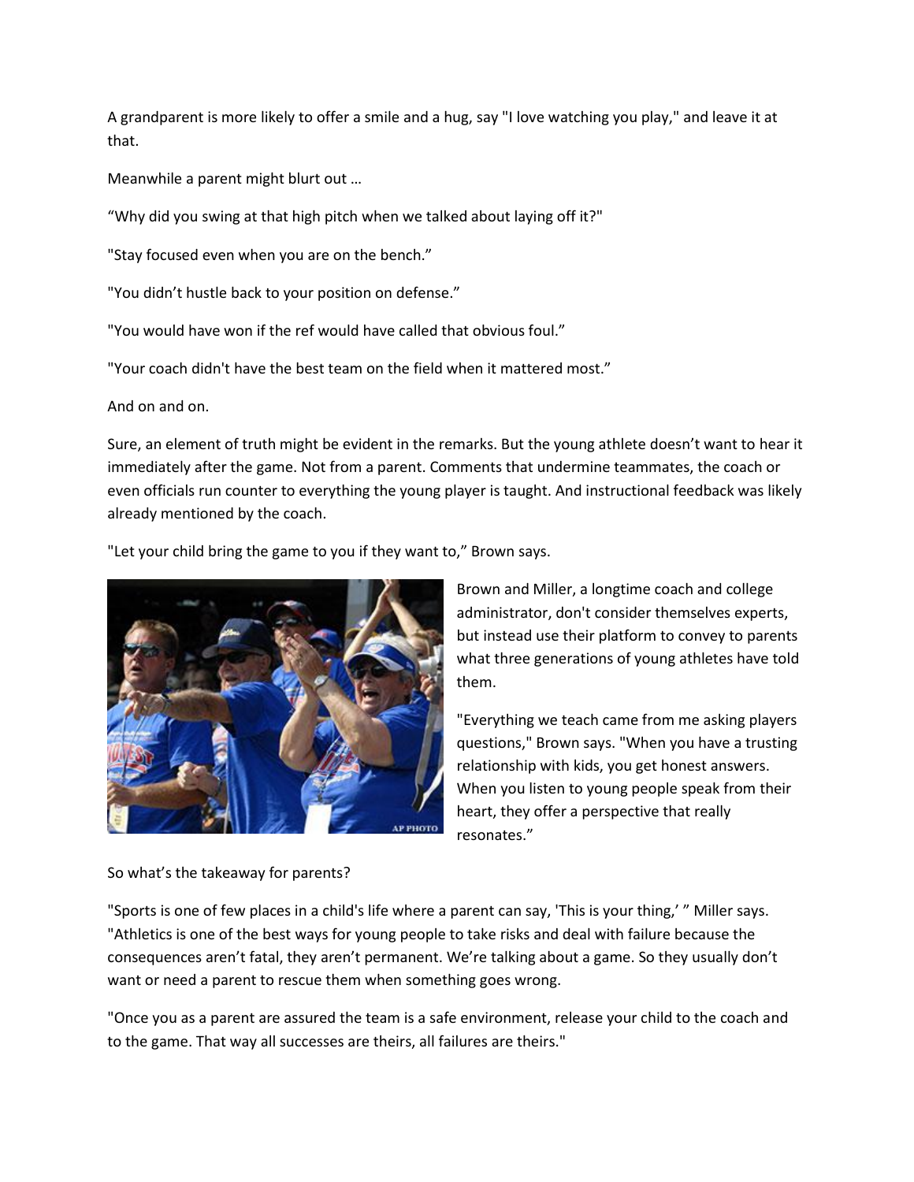A grandparent is more likely to offer a smile and a hug, say "I love watching you play," and leave it at that.

Meanwhile a parent might blurt out …

"Why did you swing at that high pitch when we talked about laying off it?"

"Stay focused even when you are on the bench."

"You didn't hustle back to your position on defense."

"You would have won if the ref would have called that obvious foul."

"Your coach didn't have the best team on the field when it mattered most."

And on and on.

Sure, an element of truth might be evident in the remarks. But the young athlete doesn't want to hear it immediately after the game. Not from a parent. Comments that undermine teammates, the coach or even officials run counter to everything the young player is taught. And instructional feedback was likely already mentioned by the coach.

"Let your child bring the game to you if they want to," Brown says.

Brown and Miller, a longtime coach and college administrator, don't consider themselves experts, but instead use their platform to convey to parents what three generations of young athletes have told them.

"Everything we teach came from me asking players questions," Brown says. "When you have a trusting relationship with kids, you get honest answers. When you listen to young people speak from their heart, they offer a perspective that really resonates."

So what's the takeaway for parents?

"Sports is one of few places in a child's life where a parent can say, 'This is your thing,' " Miller says. "Athletics is one of the best ways for young people to take risks and deal with failure because the consequences aren't fatal, they aren't permanent. We're talking about a game. So they usually don't want or need a parent to rescue them when something goes wrong.

"Once you as a parent are assured the team is a safe environment, release your child to the coach and to the game. That way all successes are theirs, all failures are theirs."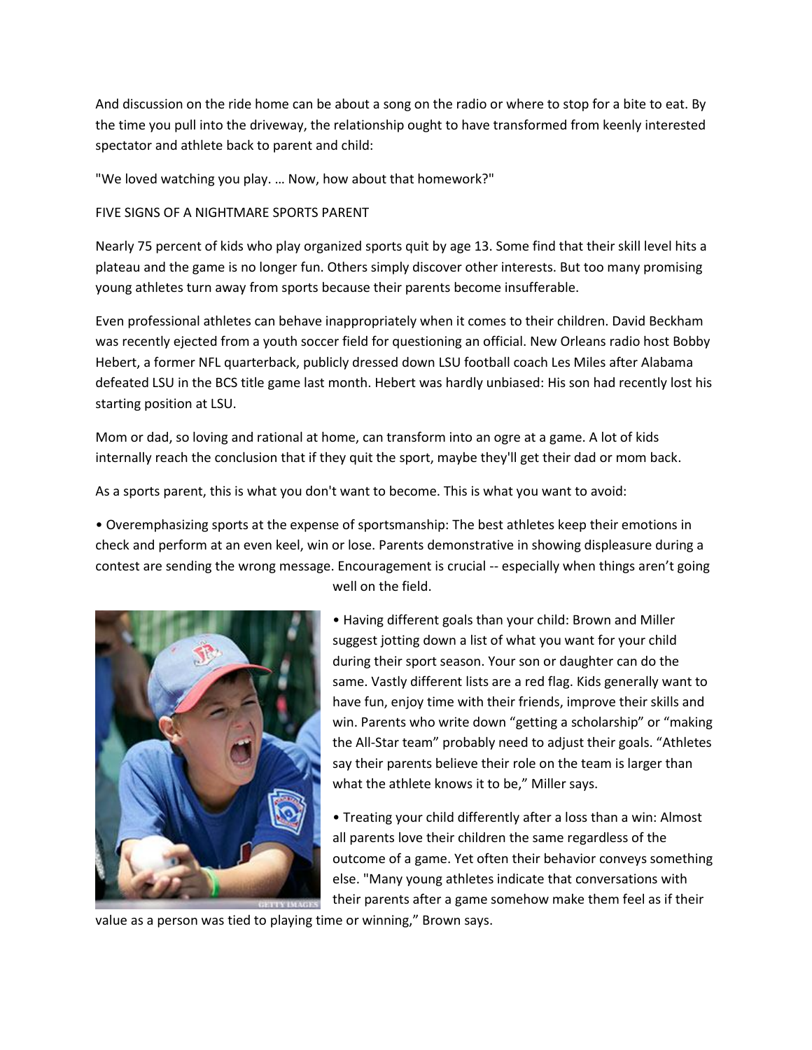And discussion on the ride home can be about a song on the radio or where to stop for a bite to eat. By the time you pull into the driveway, the relationship ought to have transformed from keenly interested spectator and athlete back to parent and child:

"We loved watching you play. … Now, how about that homework?"

FIVE SIGNS OF A NIGHTMARE SPORTS PARENT

Nearly 75 percent of kids who play organized sports quit by age 13. Some find that their skill level hits a plateau and the game is no longer fun. Others simply discover other interests. But too many promising young athletes turn away from sports because their parents become insufferable.

Even professional athletes can behave inappropriately when it comes to their children. David Beckham was recently ejected from a youth soccer field for questioning an official. New Orleans radio host Bobby Hebert, a former NFL quarterback, publicly dressed down LSU football coach Les Miles after Alabama defeated LSU in the BCS title game last month. Hebert was hardly unbiased: His son had recently lost his starting position at LSU.

Mom or dad, so loving and rational at home, can transform into an ogre at a game. A lot of kids internally reach the conclusion that if they quit the sport, maybe they'll get their dad or mom back.

As a sports parent, this is what you don't want to become. This is what you want to avoid:

• Overemphasizing sports at the expense of sportsmanship: The best athletes keep their emotions in check and perform at an even keel, win or lose. Parents demonstrative in showing displeasure during a contest are sending the wrong message. Encouragement is crucial -- especially when things aren't going well on the field.

• Having different goals than your child: Brown and Miller suggest jotting down a list of what you want for your child during their sport season. Your son or daughter can do the same. Vastly different lists are a red flag. Kids generally want to have fun, enjoy time with their friends, improve their skills and win. Parents who write down "getting a scholarship" or "making the All-Star team" probably need to adjust their goals. "Athletes say their parents believe their role on the team is larger than what the athlete knows it to be," Miller says.

• Treating your child differently after a loss than a win: Almost all parents love their children the same regardless of the outcome of a game. Yet often their behavior conveys something else. "Many young athletes indicate that conversations with their parents after a game somehow make them feel as if their value as a person was tied to playing time or winning," Brown says.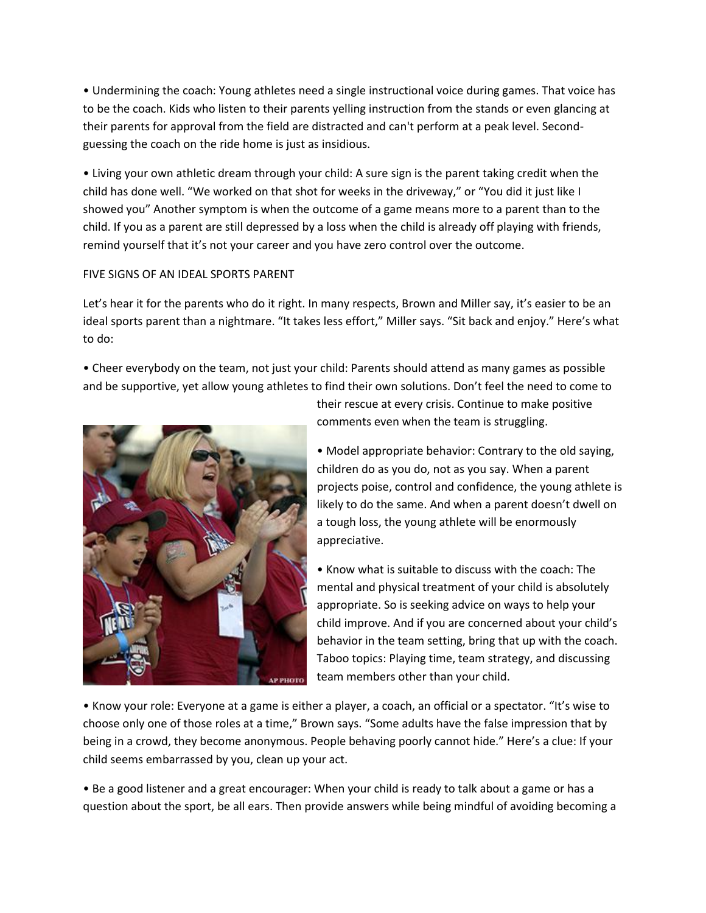• Undermining the coach: Young athletes need a single instructional voice during games. That voice has to be the coach. Kids who listen to their parents yelling instruction from the stands or even glancing at their parents for approval from the field are distracted and can't perform at a peak level. Second-guessing the coach on the ride home is just as insidious.

• Living your own athletic dream through your child: A sure sign is the parent taking credit when the child has done well. "We worked on that shot for weeks in the driveway," or "You did it just like I showed you" Another symptom is when the outcome of a game means more to a parent than to the child. If you as a parent are still depressed by a loss when the child is already off playing with friends, remind yourself that it's not your career and you have zero control over the outcome.

## FIVE SIGNS OF AN IDEAL SPORTS PARENT

Let's hear it for the parents who do it right. In many respects, Brown and Miller say, it's easier to be an ideal sports parent than a nightmare. "It takes less effort," Miller says. "Sit back and enjoy." Here's what to do:

• Cheer everybody on the team, not just your child: Parents should attend as many games as possible and be supportive, yet allow young athletes to find their own solutions. Don't feel the need to come to their rescue at every crisis. Continue to make positive comments even when the team is struggling.

• Model appropriate behavior: Contrary to the old saying, children do as you do, not as you say. When a parent projects poise, control and confidence, the young athlete is likely to do the same. And when a parent doesn't dwell on a tough loss, the young athlete will be enormously appreciative.

• Know what is suitable to discuss with the coach: The mental and physical treatment of your child is absolutely appropriate. So is seeking advice on ways to help your child improve. And if you are concerned about your child's behavior in the team setting, bring that up with the coach. Taboo topics: Playing time, team strategy, and discussing team members other than your child.

• Know your role: Everyone at a game is either a player, a coach, an official or a spectator. "It's wise to choose only one of those roles at a time," Brown says. "Some adults have the false impression that by being in a crowd, they become anonymous. People behaving poorly cannot hide." Here's a clue: If your child seems embarrassed by you, clean up your act.

• Be a good listener and a great encourager: When your child is ready to talk about a game or has a question about the sport, be all ears. Then provide answers while being mindful of avoiding becoming a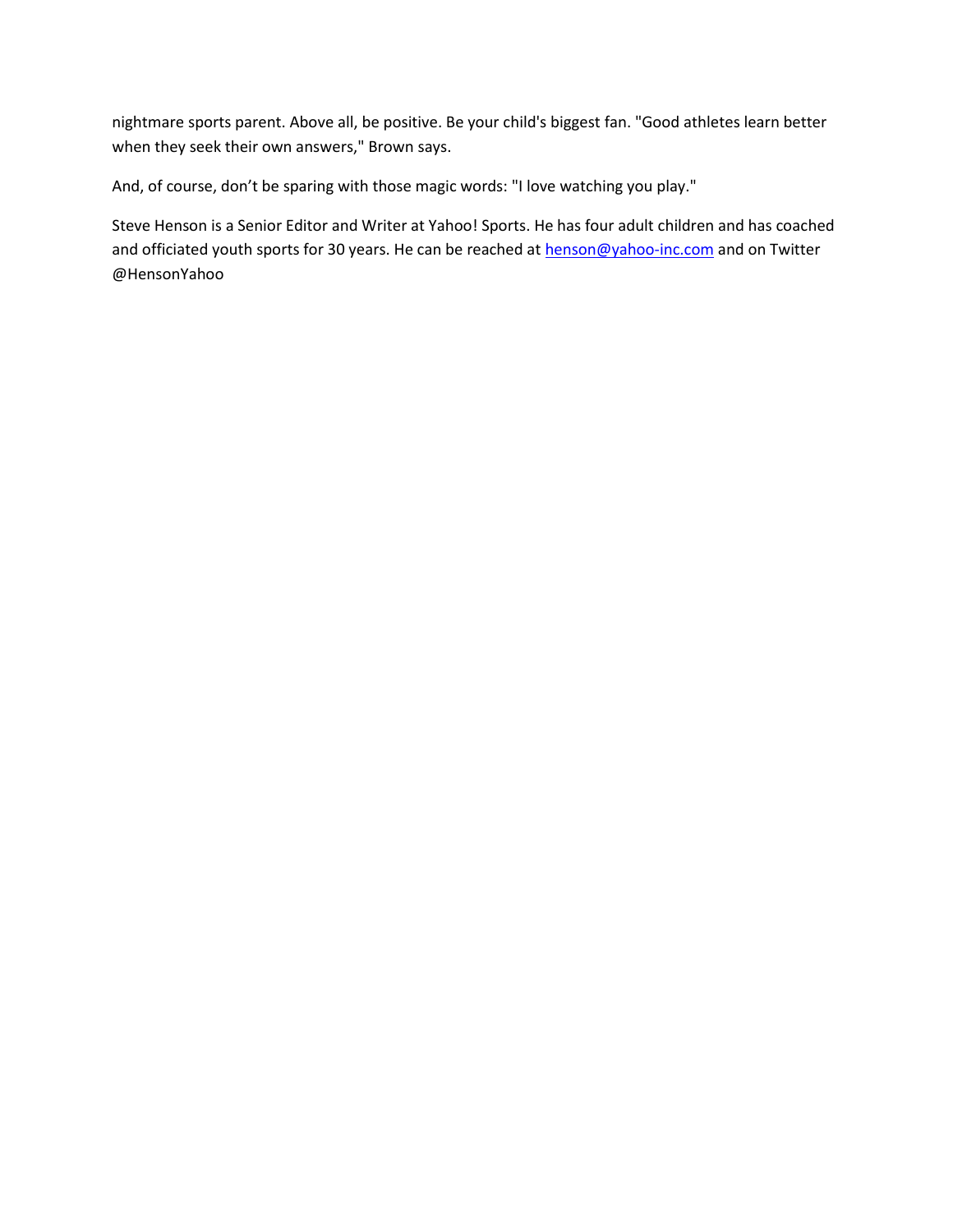nightmare sports parent. Above all, be positive. Be your child's biggest fan. "Good athletes learn better when they seek their own answers," Brown says.

And, of course, don’t be sparing with those magic words: "I love watching you play."

Steve Henson is a Senior Editor and Writer at Yahoo! Sports. He has four adult children and has coached and officiated youth sports for 30 years. He can be reached at [henson@yahoo-inc.com](mailto:henson@yahoo-inc.com) and on Twitter @HensonYahoo